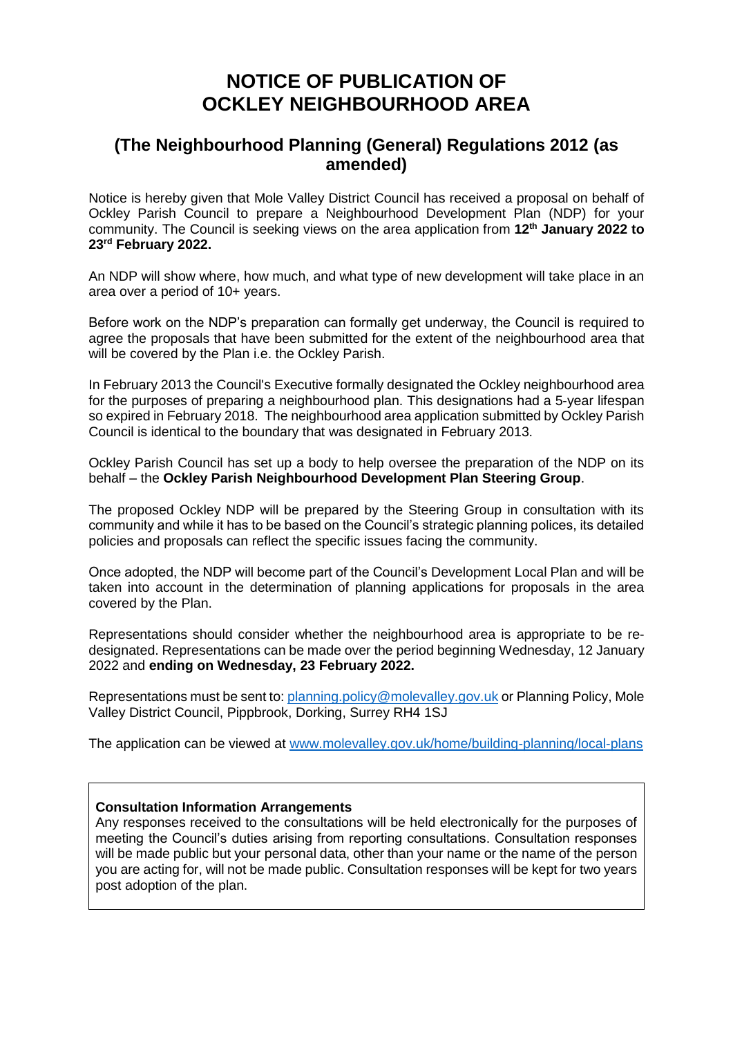# NOTICE OF PUBLICATION OF OCKLEY NEIGHBOURHOOD AREA

## (The Neighbourhood Planning (General) Regulations 2012 (as amended)

Notice is hereby given that Mole Valley District Council has received a proposal on behalf of Ockley Parish Council to prepare a Neighbourhood Development Plan (NDP) for your community. The Council is seeking views on the area application from **12th January 2022 to 23rd February 2022.**

An NDP will show where, how much, and what type of new development will take place in an area over a period of 10+ years.

Before work on the NDP's preparation can formally get underway, the Council is required to agree the proposals that have been submitted for the extent of the neighbourhood area that will be covered by the Plan i.e. the Ockley Parish.

In February 2013 the Council's Executive formally designated the Ockley neighbourhood area for the purposes of preparing a neighbourhood plan. This designations had a 5-year lifespan so expired in February 2018. The neighbourhood area application submitted by Ockley Parish Council is identical to the boundary that was designated in February 2013.

Ockley Parish Council has set up a body to help oversee the preparation of the NDP on its behalf – the **Ockley Parish Neighbourhood Development Plan Steering Group**.

The proposed Ockley NDP will be prepared by the Steering Group in consultation with its community and while it has to be based on the Council's strategic planning polices, its detailed policies and proposals can reflect the specific issues facing the community.

Once adopted, the NDP will become part of the Council's Development Local Plan and will be taken into account in the determination of planning applications for proposals in the area covered by the Plan.

Representations should consider whether the neighbourhood area is appropriate to be re-designated. Representations can be made over the period beginning Wednesday, 12 January 2022 and **ending on Wednesday, 23 February 2022.**

Representations must be sent to: planning.policy@molevalley.gov.uk or Planning Policy, Mole Valley District Council, Pippbrook, Dorking, Surrey RH4 1SJ

The application can be viewed at www.molevalley.gov.uk/home/building-planning/local-plans

**Consultation Information Arrangements**

Any responses received to the consultations will be held electronically for the purposes of meeting the Council's duties arising from reporting consultations. Consultation responses will be made public but your personal data, other than your name or the name of the person you are acting for, will not be made public. Consultation responses will be kept for two years post adoption of the plan.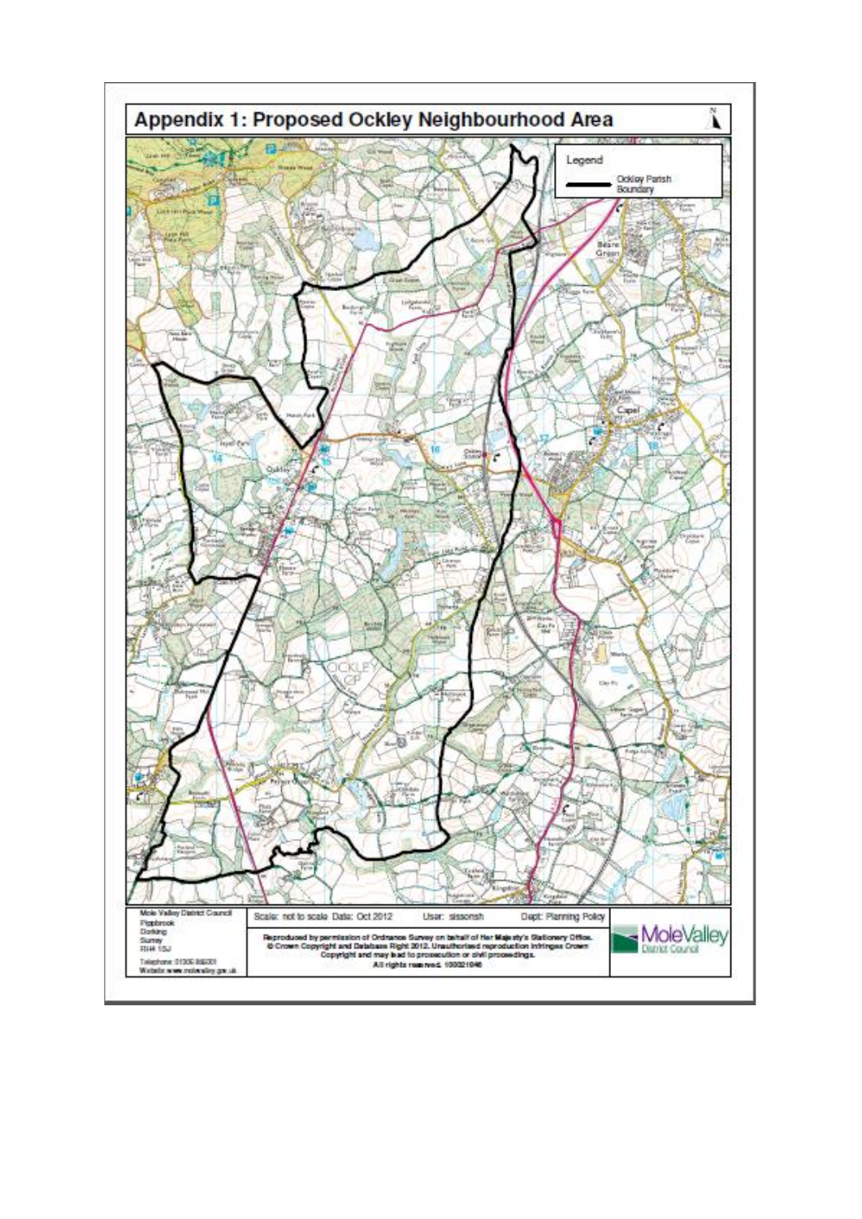# Appendix 1: Proposed Ockley Neighbourhood Area

Legend

Ockley Parish Boundary

Mole Valley District Council
Pippbrook
Dorking
Surrey
RH4 1SJ

Telephone: 01306 885001
Website: www.molevalley.gov.uk

Scale: not to scale Date: Oct 2012 User: sissonsh Dept: Planning Policy

Reproduced by permission of Ordnance Survey on behalf of Her Majesty's Stationery Office.
© Crown Copyright and Database Right 2012. Unauthorised reproduction infringes Crown Copyright and may lead to prosecution or civil proceedings.
All rights reserved. 100021946

Mole Valley District Council